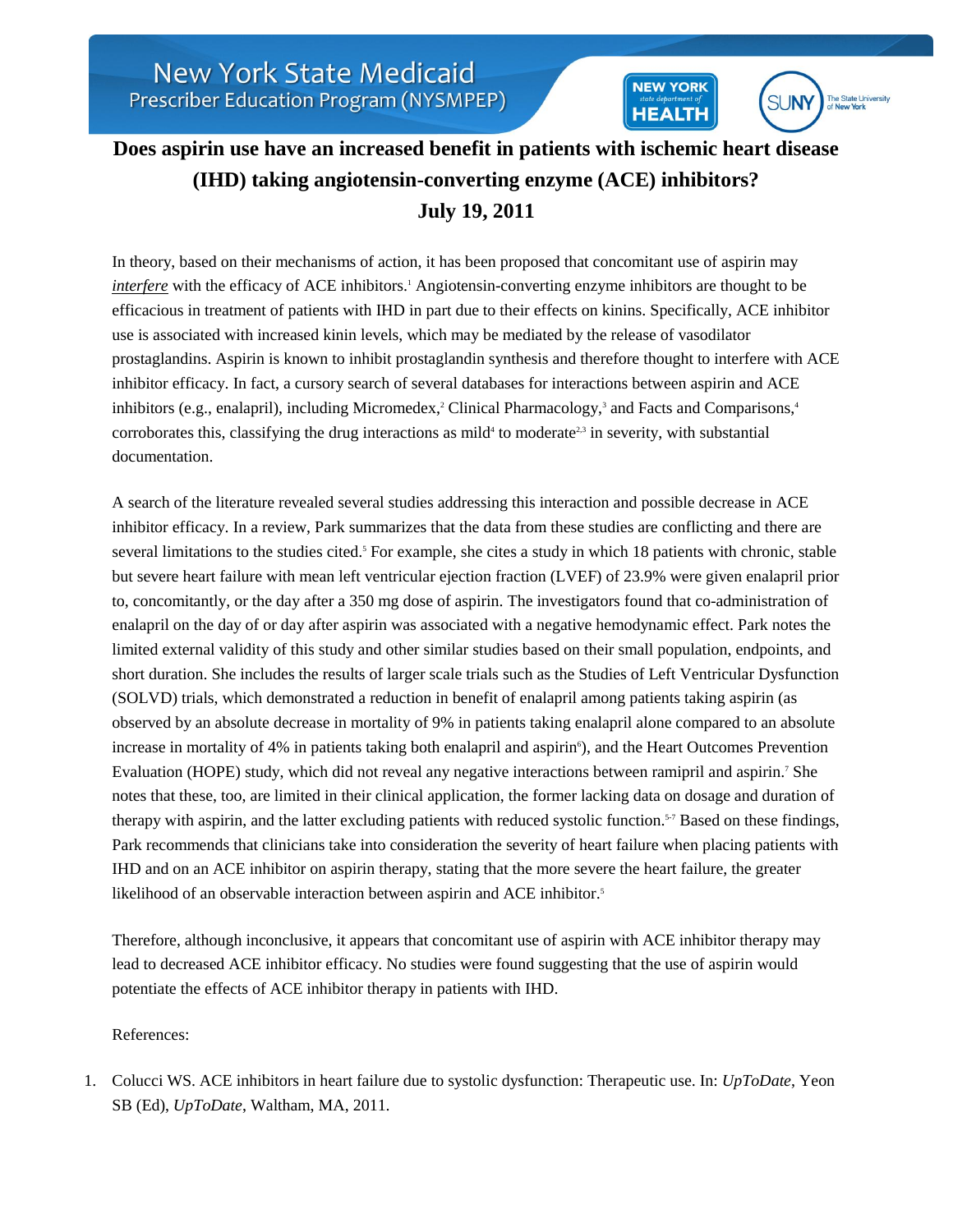New York State Medicaid
Prescriber Education Program (NYSMPEP)

# Does aspirin use have an increased benefit in patients with ischemic heart disease (IHD) taking angiotensin-converting enzyme (ACE) inhibitors?

## July 19, 2011

In theory, based on their mechanisms of action, it has been proposed that concomitant use of aspirin may *interfere* with the efficacy of ACE inhibitors.[1] Angiotensin-converting enzyme inhibitors are thought to be efficacious in treatment of patients with IHD in part due to their effects on kinins. Specifically, ACE inhibitor use is associated with increased kinin levels, which may be mediated by the release of vasodilator prostaglandins. Aspirin is known to inhibit prostaglandin synthesis and therefore thought to interfere with ACE inhibitor efficacy. In fact, a cursory search of several databases for interactions between aspirin and ACE inhibitors (e.g., enalapril), including Micromedex,[2] Clinical Pharmacology,[3] and Facts and Comparisons,[4] corroborates this, classifying the drug interactions as mild[4] to moderate[2,3] in severity, with substantial documentation.

A search of the literature revealed several studies addressing this interaction and possible decrease in ACE inhibitor efficacy. In a review, Park summarizes that the data from these studies are conflicting and there are several limitations to the studies cited.[5] For example, she cites a study in which 18 patients with chronic, stable but severe heart failure with mean left ventricular ejection fraction (LVEF) of 23.9% were given enalapril prior to, concomitantly, or the day after a 350 mg dose of aspirin. The investigators found that co-administration of enalapril on the day of or day after aspirin was associated with a negative hemodynamic effect. Park notes the limited external validity of this study and other similar studies based on their small population, endpoints, and short duration. She includes the results of larger scale trials such as the Studies of Left Ventricular Dysfunction (SOLVD) trials, which demonstrated a reduction in benefit of enalapril among patients taking aspirin (as observed by an absolute decrease in mortality of 9% in patients taking enalapril alone compared to an absolute increase in mortality of 4% in patients taking both enalapril and aspirin[6]), and the Heart Outcomes Prevention Evaluation (HOPE) study, which did not reveal any negative interactions between ramipril and aspirin.[7] She notes that these, too, are limited in their clinical application, the former lacking data on dosage and duration of therapy with aspirin, and the latter excluding patients with reduced systolic function.[5-7] Based on these findings, Park recommends that clinicians take into consideration the severity of heart failure when placing patients with IHD and on an ACE inhibitor on aspirin therapy, stating that the more severe the heart failure, the greater likelihood of an observable interaction between aspirin and ACE inhibitor.[5]

Therefore, although inconclusive, it appears that concomitant use of aspirin with ACE inhibitor therapy may lead to decreased ACE inhibitor efficacy. No studies were found suggesting that the use of aspirin would potentiate the effects of ACE inhibitor therapy in patients with IHD.

References:

1. Colucci WS. ACE inhibitors in heart failure due to systolic dysfunction: Therapeutic use. In: *UpToDate*, Yeon SB (Ed), *UpToDate*, Waltham, MA, 2011.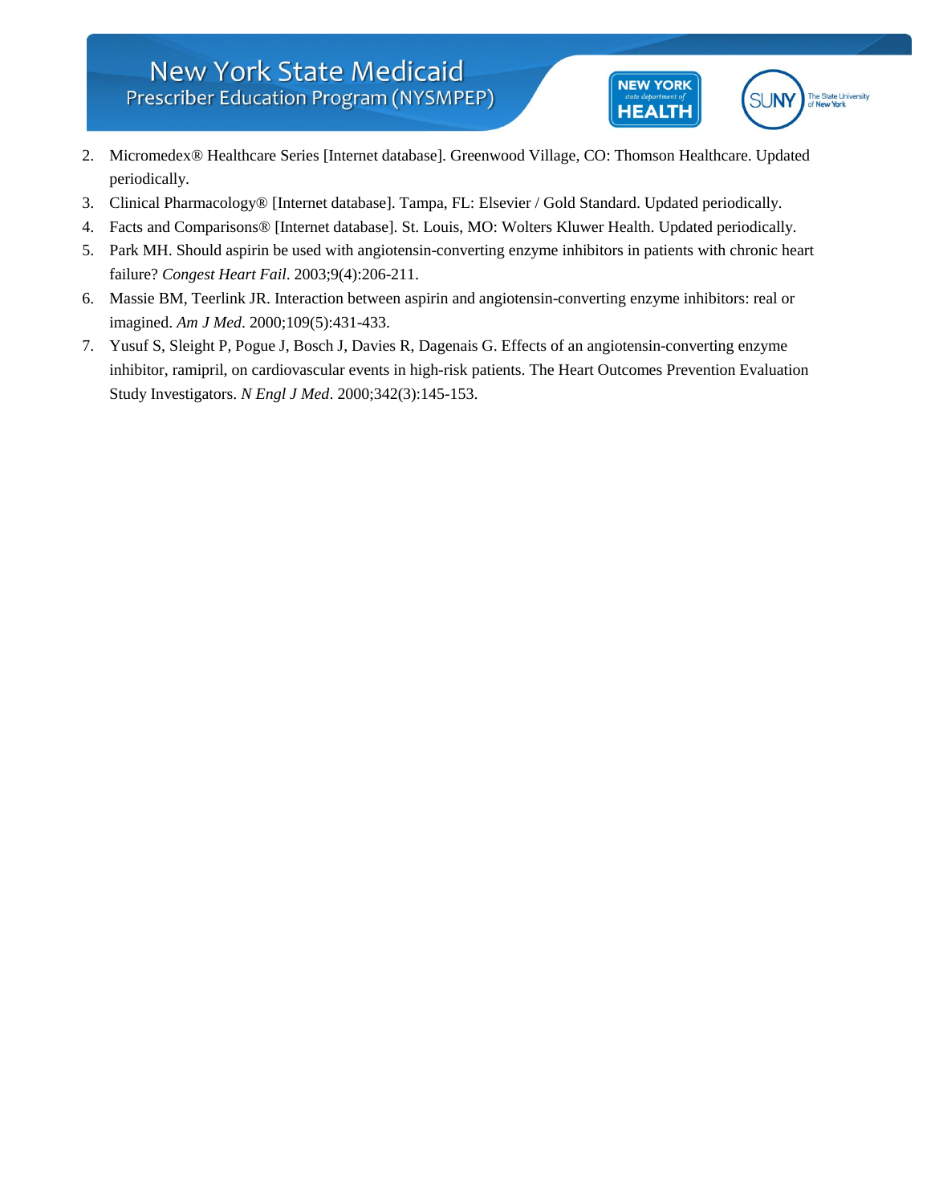2. Micromedex® Healthcare Series [Internet database]. Greenwood Village, CO: Thomson Healthcare. Updated periodically.
3. Clinical Pharmacology® [Internet database]. Tampa, FL: Elsevier / Gold Standard. Updated periodically.
4. Facts and Comparisons® [Internet database]. St. Louis, MO: Wolters Kluwer Health. Updated periodically.
5. Park MH. Should aspirin be used with angiotensin-converting enzyme inhibitors in patients with chronic heart failure? *Congest Heart Fail*. 2003;9(4):206-211.
6. Massie BM, Teerlink JR. Interaction between aspirin and angiotensin-converting enzyme inhibitors: real or imagined. *Am J Med*. 2000;109(5):431-433.
7. Yusuf S, Sleight P, Pogue J, Bosch J, Davies R, Dagenais G. Effects of an angiotensin-converting enzyme inhibitor, ramipril, on cardiovascular events in high-risk patients. The Heart Outcomes Prevention Evaluation Study Investigators. *N Engl J Med*. 2000;342(3):145-153.